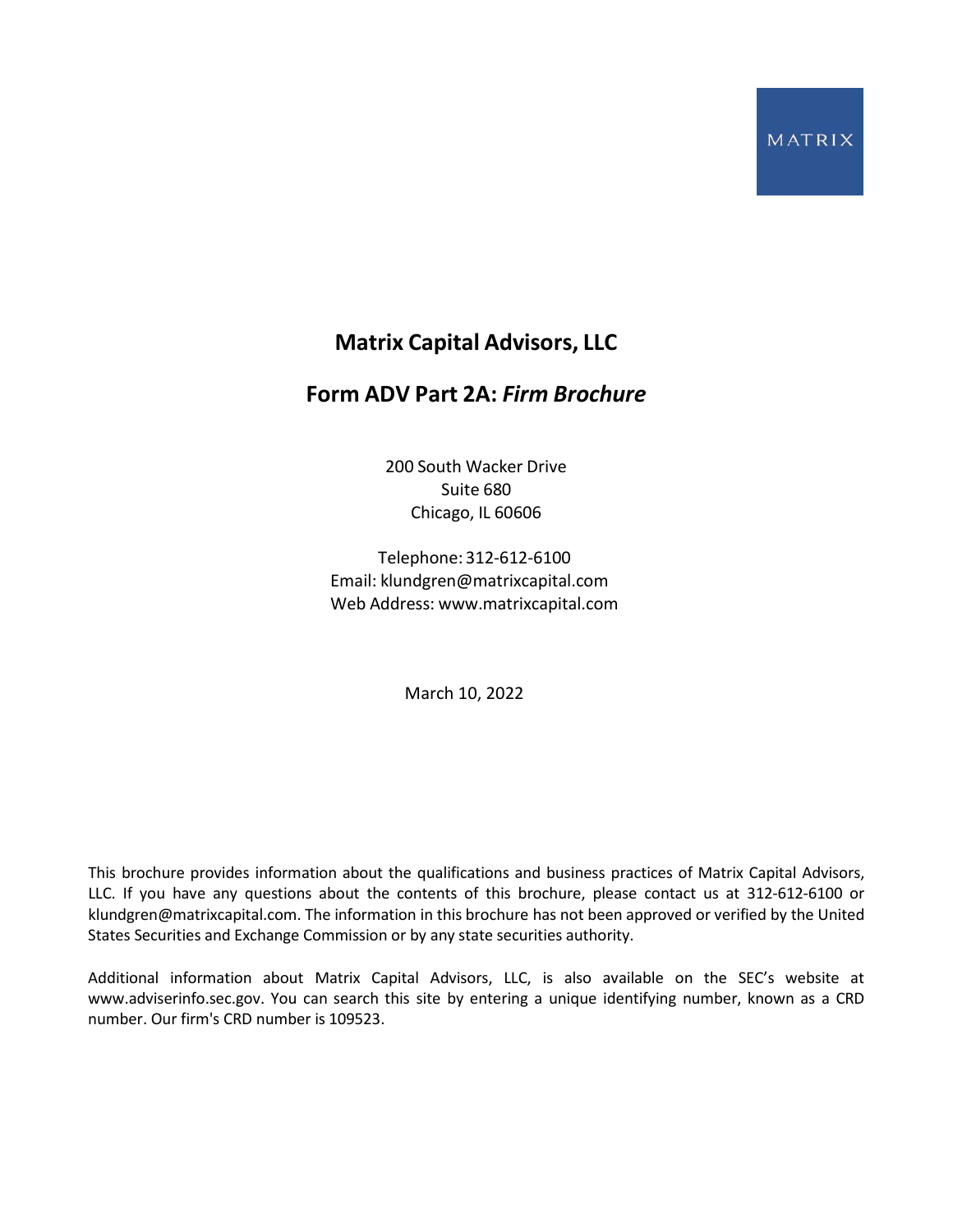MATRIX

# Matrix Capital Advisors, LLC

## Form ADV Part 2A: *Firm Brochure*

200 South Wacker Drive
Suite 680
Chicago, IL 60606

Telephone: 312-612-6100
Email: klundgren@matrixcapital.com
Web Address: www.matrixcapital.com

March 10, 2022

This brochure provides information about the qualifications and business practices of Matrix Capital Advisors, LLC. If you have any questions about the contents of this brochure, please contact us at 312-612-6100 or klundgren@matrixcapital.com. The information in this brochure has not been approved or verified by the United States Securities and Exchange Commission or by any state securities authority.

Additional information about Matrix Capital Advisors, LLC, is also available on the SEC's website at www.adviserinfo.sec.gov. You can search this site by entering a unique identifying number, known as a CRD number. Our firm's CRD number is 109523.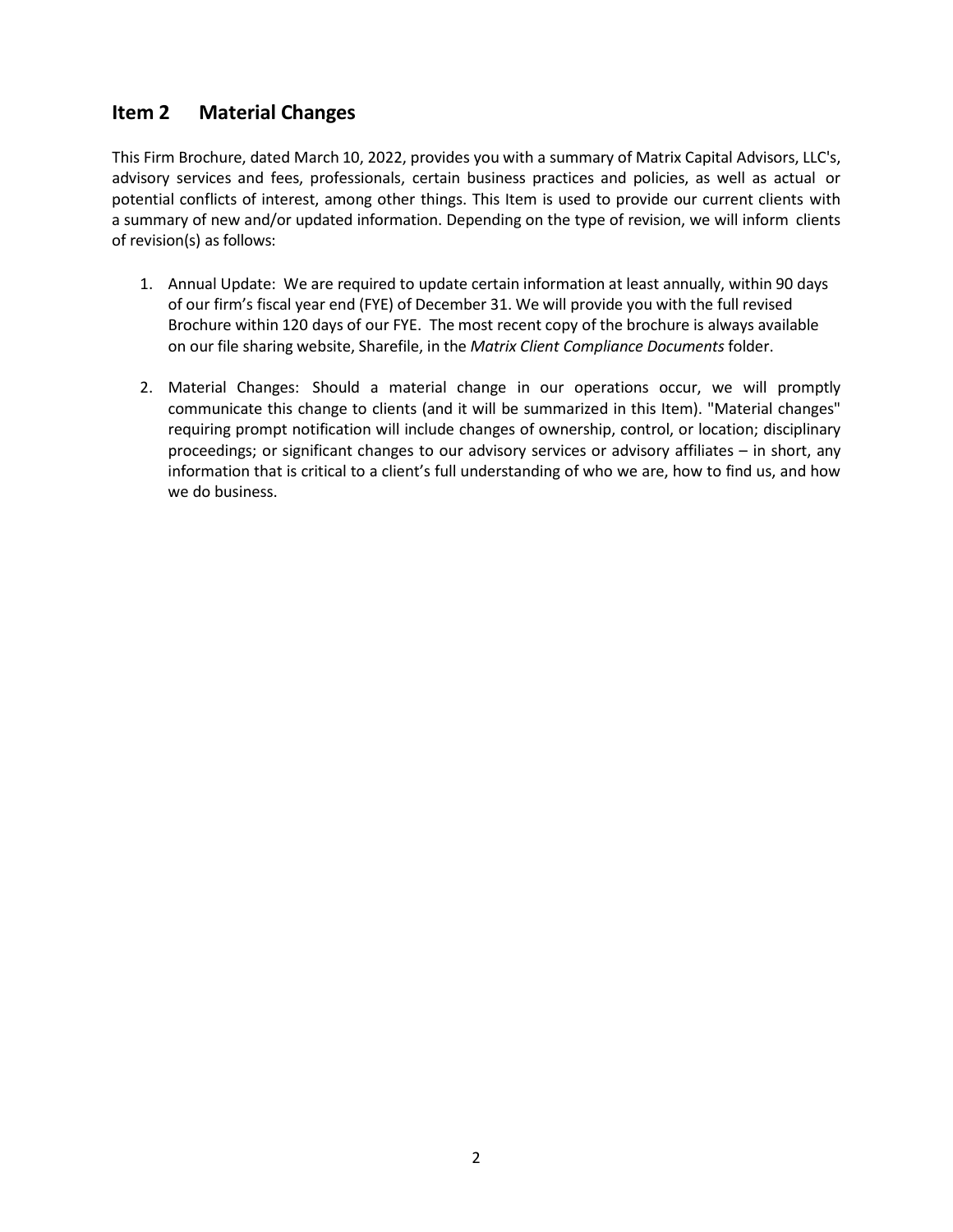## Item 2 Material Changes

This Firm Brochure, dated March 10, 2022, provides you with a summary of Matrix Capital Advisors, LLC's, advisory services and fees, professionals, certain business practices and policies, as well as actual or potential conflicts of interest, among other things. This Item is used to provide our current clients with a summary of new and/or updated information. Depending on the type of revision, we will inform clients of revision(s) as follows:

1. Annual Update: We are required to update certain information at least annually, within 90 days of our firm's fiscal year end (FYE) of December 31. We will provide you with the full revised Brochure within 120 days of our FYE. The most recent copy of the brochure is always available on our file sharing website, Sharefile, in the *Matrix Client Compliance Documents* folder.

2. Material Changes: Should a material change in our operations occur, we will promptly communicate this change to clients (and it will be summarized in this Item). "Material changes" requiring prompt notification will include changes of ownership, control, or location; disciplinary proceedings; or significant changes to our advisory services or advisory affiliates – in short, any information that is critical to a client's full understanding of who we are, how to find us, and how we do business.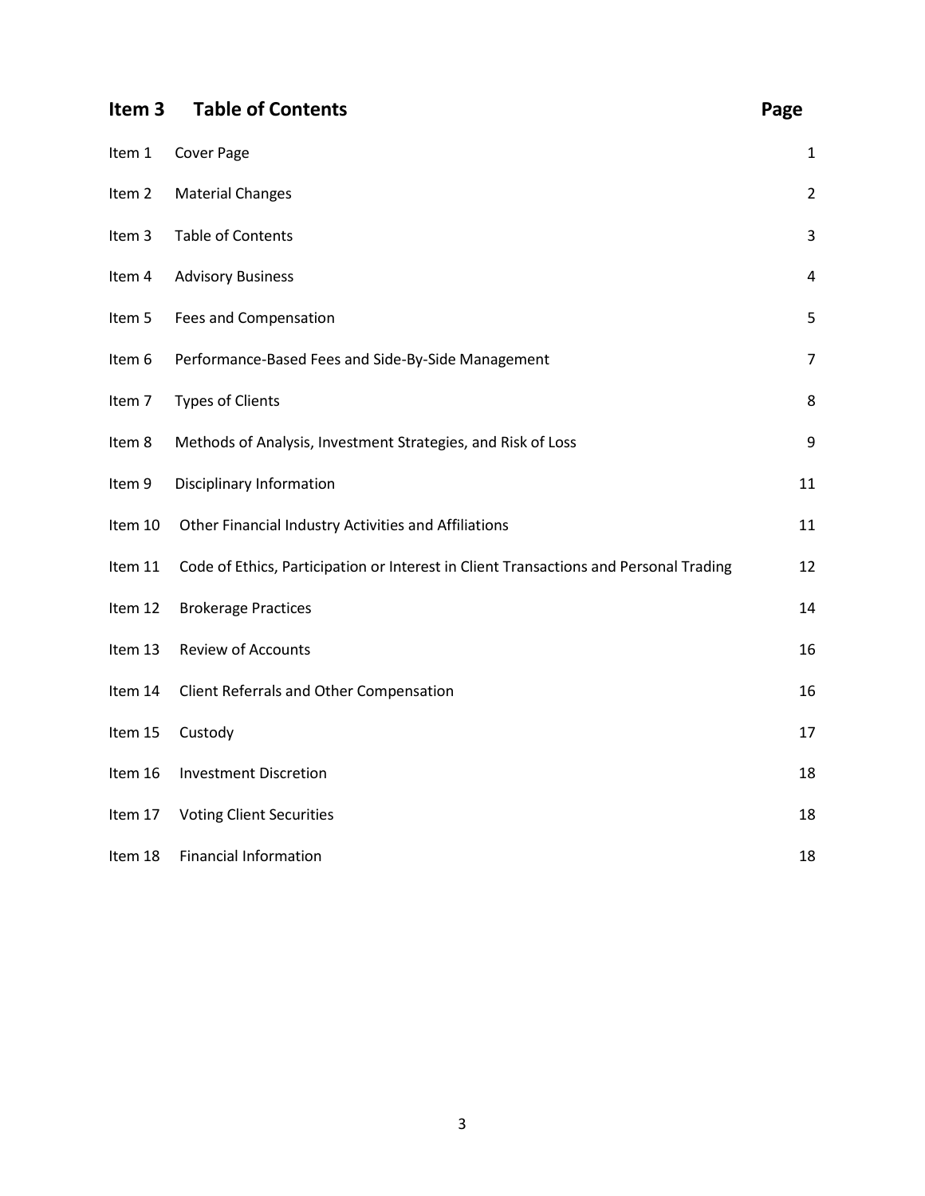## Item 3 Table of Contents

| Item | Title | Page |
|---|---|---|
| Item 1 | Cover Page | 1 |
| Item 2 | Material Changes | 2 |
| Item 3 | Table of Contents | 3 |
| Item 4 | Advisory Business | 4 |
| Item 5 | Fees and Compensation | 5 |
| Item 6 | Performance-Based Fees and Side-By-Side Management | 7 |
| Item 7 | Types of Clients | 8 |
| Item 8 | Methods of Analysis, Investment Strategies, and Risk of Loss | 9 |
| Item 9 | Disciplinary Information | 11 |
| Item 10 | Other Financial Industry Activities and Affiliations | 11 |
| Item 11 | Code of Ethics, Participation or Interest in Client Transactions and Personal Trading | 12 |
| Item 12 | Brokerage Practices | 14 |
| Item 13 | Review of Accounts | 16 |
| Item 14 | Client Referrals and Other Compensation | 16 |
| Item 15 | Custody | 17 |
| Item 16 | Investment Discretion | 18 |
| Item 17 | Voting Client Securities | 18 |
| Item 18 | Financial Information | 18 |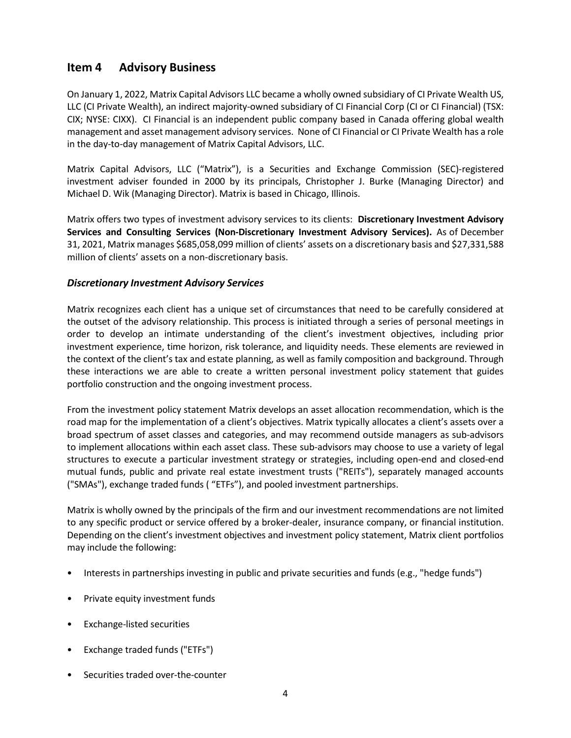## Item 4 Advisory Business

On January 1, 2022, Matrix Capital Advisors LLC became a wholly owned subsidiary of CI Private Wealth US, LLC (CI Private Wealth), an indirect majority-owned subsidiary of CI Financial Corp (CI or CI Financial) (TSX: CIX; NYSE: CIXX). CI Financial is an independent public company based in Canada offering global wealth management and asset management advisory services. None of CI Financial or CI Private Wealth has a role in the day-to-day management of Matrix Capital Advisors, LLC.

Matrix Capital Advisors, LLC ("Matrix"), is a Securities and Exchange Commission (SEC)-registered investment adviser founded in 2000 by its principals, Christopher J. Burke (Managing Director) and Michael D. Wik (Managing Director). Matrix is based in Chicago, Illinois.

Matrix offers two types of investment advisory services to its clients: **Discretionary Investment Advisory Services and Consulting Services (Non-Discretionary Investment Advisory Services).** As of December 31, 2021, Matrix manages $685,058,099 million of clients' assets on a discretionary basis and $27,331,588 million of clients' assets on a non-discretionary basis.

### *Discretionary Investment Advisory Services*

Matrix recognizes each client has a unique set of circumstances that need to be carefully considered at the outset of the advisory relationship. This process is initiated through a series of personal meetings in order to develop an intimate understanding of the client's investment objectives, including prior investment experience, time horizon, risk tolerance, and liquidity needs. These elements are reviewed in the context of the client's tax and estate planning, as well as family composition and background. Through these interactions we are able to create a written personal investment policy statement that guides portfolio construction and the ongoing investment process.

From the investment policy statement Matrix develops an asset allocation recommendation, which is the road map for the implementation of a client's objectives. Matrix typically allocates a client's assets over a broad spectrum of asset classes and categories, and may recommend outside managers as sub-advisors to implement allocations within each asset class. These sub-advisors may choose to use a variety of legal structures to execute a particular investment strategy or strategies, including open-end and closed-end mutual funds, public and private real estate investment trusts ("REITs"), separately managed accounts ("SMAs"), exchange traded funds ( "ETFs"), and pooled investment partnerships.

Matrix is wholly owned by the principals of the firm and our investment recommendations are not limited to any specific product or service offered by a broker-dealer, insurance company, or financial institution. Depending on the client's investment objectives and investment policy statement, Matrix client portfolios may include the following:

- Interests in partnerships investing in public and private securities and funds (e.g., "hedge funds")
- Private equity investment funds
- Exchange-listed securities
- Exchange traded funds ("ETFs")
- Securities traded over-the-counter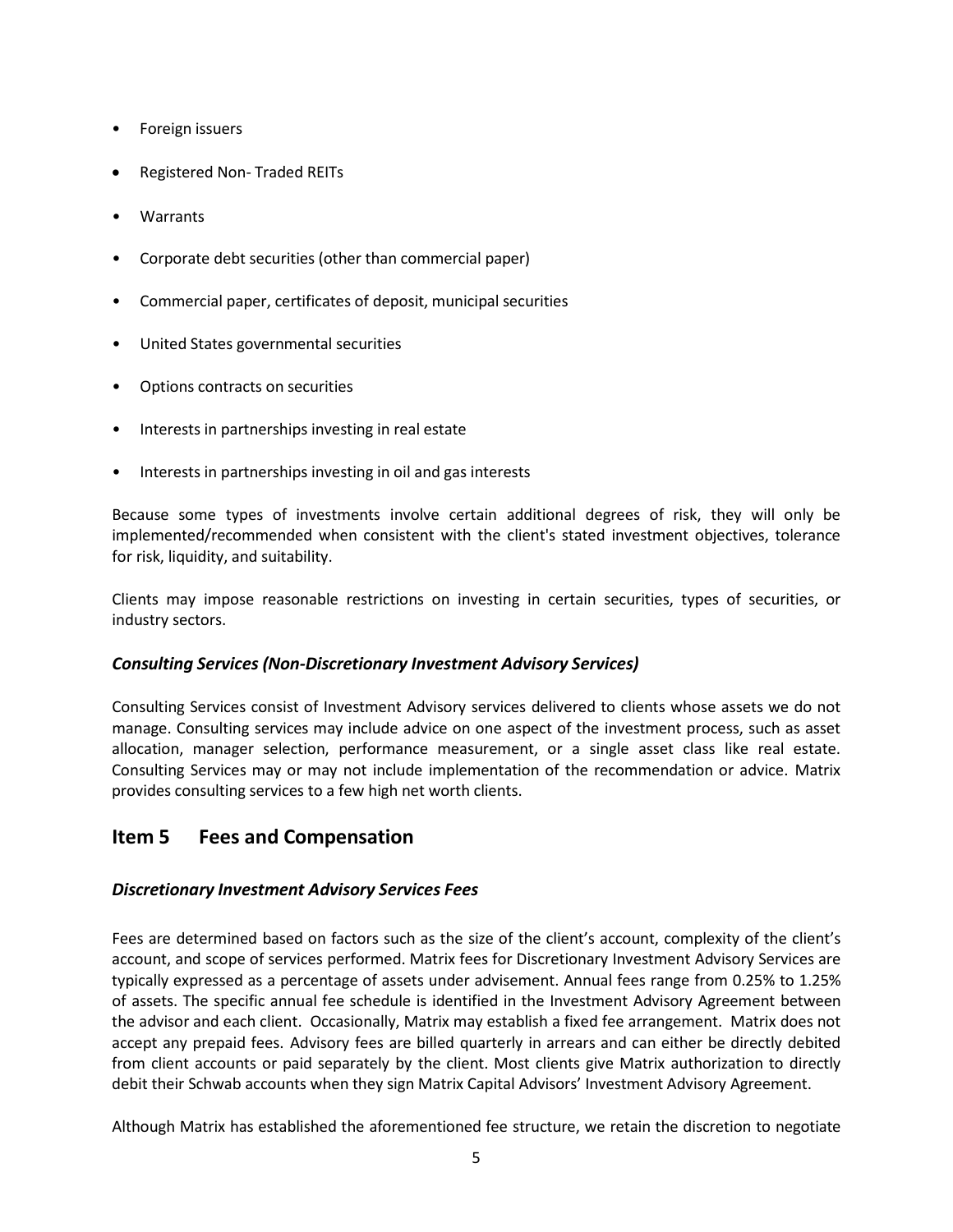- Foreign issuers
- Registered Non- Traded REITs
- Warrants
- Corporate debt securities (other than commercial paper)
- Commercial paper, certificates of deposit, municipal securities
- United States governmental securities
- Options contracts on securities
- Interests in partnerships investing in real estate
- Interests in partnerships investing in oil and gas interests

Because some types of investments involve certain additional degrees of risk, they will only be implemented/recommended when consistent with the client's stated investment objectives, tolerance for risk, liquidity, and suitability.

Clients may impose reasonable restrictions on investing in certain securities, types of securities, or industry sectors.

### *Consulting Services (Non-Discretionary Investment Advisory Services)*

Consulting Services consist of Investment Advisory services delivered to clients whose assets we do not manage. Consulting services may include advice on one aspect of the investment process, such as asset allocation, manager selection, performance measurement, or a single asset class like real estate. Consulting Services may or may not include implementation of the recommendation or advice. Matrix provides consulting services to a few high net worth clients.

## Item 5 Fees and Compensation

### *Discretionary Investment Advisory Services Fees*

Fees are determined based on factors such as the size of the client's account, complexity of the client's account, and scope of services performed. Matrix fees for Discretionary Investment Advisory Services are typically expressed as a percentage of assets under advisement. Annual fees range from 0.25% to 1.25% of assets. The specific annual fee schedule is identified in the Investment Advisory Agreement between the advisor and each client. Occasionally, Matrix may establish a fixed fee arrangement. Matrix does not accept any prepaid fees. Advisory fees are billed quarterly in arrears and can either be directly debited from client accounts or paid separately by the client. Most clients give Matrix authorization to directly debit their Schwab accounts when they sign Matrix Capital Advisors' Investment Advisory Agreement.

Although Matrix has established the aforementioned fee structure, we retain the discretion to negotiate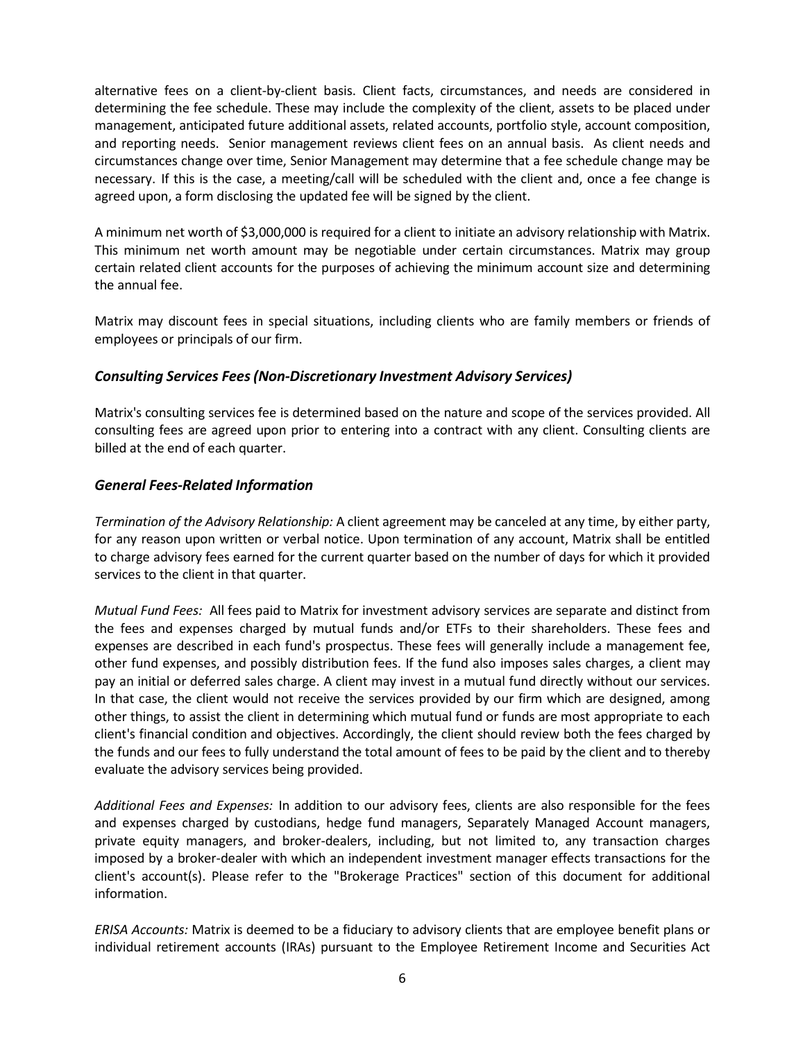alternative fees on a client-by-client basis. Client facts, circumstances, and needs are considered in determining the fee schedule. These may include the complexity of the client, assets to be placed under management, anticipated future additional assets, related accounts, portfolio style, account composition, and reporting needs. Senior management reviews client fees on an annual basis. As client needs and circumstances change over time, Senior Management may determine that a fee schedule change may be necessary. If this is the case, a meeting/call will be scheduled with the client and, once a fee change is agreed upon, a form disclosing the updated fee will be signed by the client.

A minimum net worth of $3,000,000 is required for a client to initiate an advisory relationship with Matrix. This minimum net worth amount may be negotiable under certain circumstances. Matrix may group certain related client accounts for the purposes of achieving the minimum account size and determining the annual fee.

Matrix may discount fees in special situations, including clients who are family members or friends of employees or principals of our firm.

### *Consulting Services Fees (Non-Discretionary Investment Advisory Services)*

Matrix's consulting services fee is determined based on the nature and scope of the services provided. All consulting fees are agreed upon prior to entering into a contract with any client. Consulting clients are billed at the end of each quarter.

### *General Fees-Related Information*

*Termination of the Advisory Relationship:* A client agreement may be canceled at any time, by either party, for any reason upon written or verbal notice. Upon termination of any account, Matrix shall be entitled to charge advisory fees earned for the current quarter based on the number of days for which it provided services to the client in that quarter.

*Mutual Fund Fees:* All fees paid to Matrix for investment advisory services are separate and distinct from the fees and expenses charged by mutual funds and/or ETFs to their shareholders. These fees and expenses are described in each fund's prospectus. These fees will generally include a management fee, other fund expenses, and possibly distribution fees. If the fund also imposes sales charges, a client may pay an initial or deferred sales charge. A client may invest in a mutual fund directly without our services. In that case, the client would not receive the services provided by our firm which are designed, among other things, to assist the client in determining which mutual fund or funds are most appropriate to each client's financial condition and objectives. Accordingly, the client should review both the fees charged by the funds and our fees to fully understand the total amount of fees to be paid by the client and to thereby evaluate the advisory services being provided.

*Additional Fees and Expenses:* In addition to our advisory fees, clients are also responsible for the fees and expenses charged by custodians, hedge fund managers, Separately Managed Account managers, private equity managers, and broker-dealers, including, but not limited to, any transaction charges imposed by a broker-dealer with which an independent investment manager effects transactions for the client's account(s). Please refer to the "Brokerage Practices" section of this document for additional information.

*ERISA Accounts:* Matrix is deemed to be a fiduciary to advisory clients that are employee benefit plans or individual retirement accounts (IRAs) pursuant to the Employee Retirement Income and Securities Act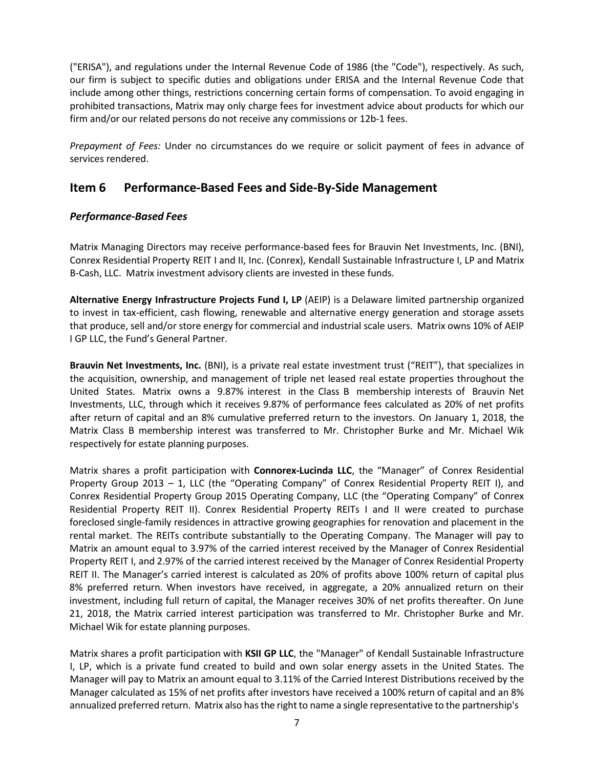("ERISA"), and regulations under the Internal Revenue Code of 1986 (the "Code"), respectively. As such, our firm is subject to specific duties and obligations under ERISA and the Internal Revenue Code that include among other things, restrictions concerning certain forms of compensation. To avoid engaging in prohibited transactions, Matrix may only charge fees for investment advice about products for which our firm and/or our related persons do not receive any commissions or 12b-1 fees.

*Prepayment of Fees:* Under no circumstances do we require or solicit payment of fees in advance of services rendered.

## Item 6 Performance-Based Fees and Side-By-Side Management

### *Performance-Based Fees*

Matrix Managing Directors may receive performance-based fees for Brauvin Net Investments, Inc. (BNI), Conrex Residential Property REIT I and II, Inc. (Conrex), Kendall Sustainable Infrastructure I, LP and Matrix B-Cash, LLC. Matrix investment advisory clients are invested in these funds.

**Alternative Energy Infrastructure Projects Fund I, LP** (AEIP) is a Delaware limited partnership organized to invest in tax-efficient, cash flowing, renewable and alternative energy generation and storage assets that produce, sell and/or store energy for commercial and industrial scale users. Matrix owns 10% of AEIP I GP LLC, the Fund's General Partner.

**Brauvin Net Investments, Inc.** (BNI), is a private real estate investment trust ("REIT"), that specializes in the acquisition, ownership, and management of triple net leased real estate properties throughout the United States. Matrix owns a 9.87% interest in the Class B membership interests of Brauvin Net Investments, LLC, through which it receives 9.87% of performance fees calculated as 20% of net profits after return of capital and an 8% cumulative preferred return to the investors. On January 1, 2018, the Matrix Class B membership interest was transferred to Mr. Christopher Burke and Mr. Michael Wik respectively for estate planning purposes.

Matrix shares a profit participation with **Connorex-Lucinda LLC**, the "Manager" of Conrex Residential Property Group 2013 – 1, LLC (the "Operating Company" of Conrex Residential Property REIT I), and Conrex Residential Property Group 2015 Operating Company, LLC (the "Operating Company" of Conrex Residential Property REIT II). Conrex Residential Property REITs I and II were created to purchase foreclosed single-family residences in attractive growing geographies for renovation and placement in the rental market. The REITs contribute substantially to the Operating Company. The Manager will pay to Matrix an amount equal to 3.97% of the carried interest received by the Manager of Conrex Residential Property REIT I, and 2.97% of the carried interest received by the Manager of Conrex Residential Property REIT II. The Manager's carried interest is calculated as 20% of profits above 100% return of capital plus 8% preferred return. When investors have received, in aggregate, a 20% annualized return on their investment, including full return of capital, the Manager receives 30% of net profits thereafter. On June 21, 2018, the Matrix carried interest participation was transferred to Mr. Christopher Burke and Mr. Michael Wik for estate planning purposes.

Matrix shares a profit participation with **KSII GP LLC**, the "Manager" of Kendall Sustainable Infrastructure I, LP, which is a private fund created to build and own solar energy assets in the United States. The Manager will pay to Matrix an amount equal to 3.11% of the Carried Interest Distributions received by the Manager calculated as 15% of net profits after investors have received a 100% return of capital and an 8% annualized preferred return. Matrix also has the right to name a single representative to the partnership's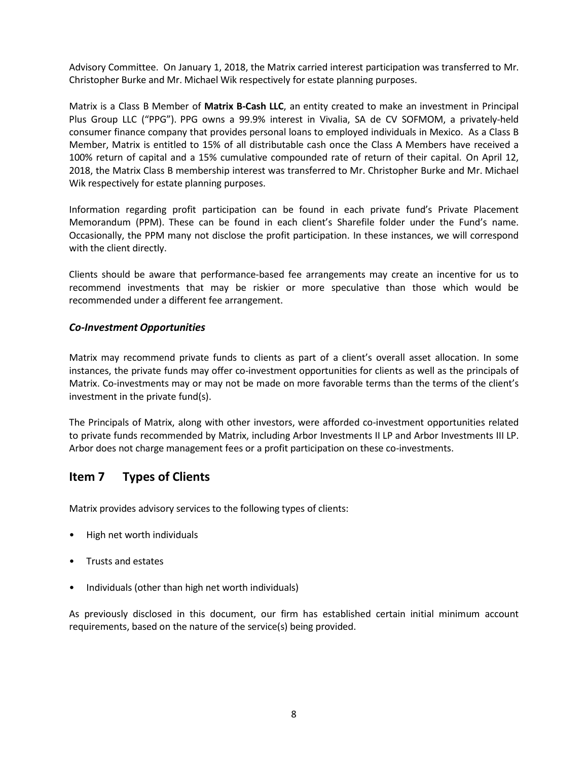Advisory Committee. On January 1, 2018, the Matrix carried interest participation was transferred to Mr. Christopher Burke and Mr. Michael Wik respectively for estate planning purposes.

Matrix is a Class B Member of **Matrix B-Cash LLC**, an entity created to make an investment in Principal Plus Group LLC ("PPG"). PPG owns a 99.9% interest in Vivalia, SA de CV SOFMOM, a privately-held consumer finance company that provides personal loans to employed individuals in Mexico. As a Class B Member, Matrix is entitled to 15% of all distributable cash once the Class A Members have received a 100% return of capital and a 15% cumulative compounded rate of return of their capital. On April 12, 2018, the Matrix Class B membership interest was transferred to Mr. Christopher Burke and Mr. Michael Wik respectively for estate planning purposes.

Information regarding profit participation can be found in each private fund's Private Placement Memorandum (PPM). These can be found in each client's Sharefile folder under the Fund's name. Occasionally, the PPM many not disclose the profit participation. In these instances, we will correspond with the client directly.

Clients should be aware that performance-based fee arrangements may create an incentive for us to recommend investments that may be riskier or more speculative than those which would be recommended under a different fee arrangement.

### *Co-Investment Opportunities*

Matrix may recommend private funds to clients as part of a client's overall asset allocation. In some instances, the private funds may offer co-investment opportunities for clients as well as the principals of Matrix. Co-investments may or may not be made on more favorable terms than the terms of the client's investment in the private fund(s).

The Principals of Matrix, along with other investors, were afforded co-investment opportunities related to private funds recommended by Matrix, including Arbor Investments II LP and Arbor Investments III LP. Arbor does not charge management fees or a profit participation on these co-investments.

## Item 7 Types of Clients

Matrix provides advisory services to the following types of clients:

- High net worth individuals
- Trusts and estates
- Individuals (other than high net worth individuals)

As previously disclosed in this document, our firm has established certain initial minimum account requirements, based on the nature of the service(s) being provided.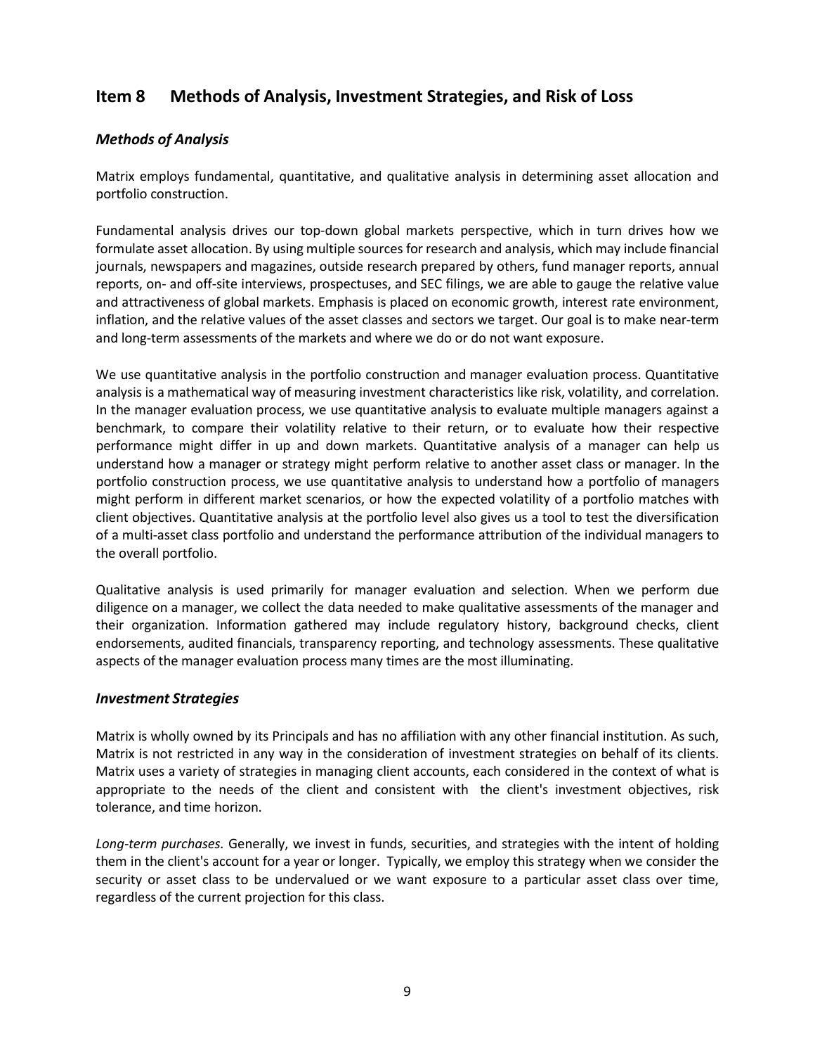## Item 8 Methods of Analysis, Investment Strategies, and Risk of Loss

### *Methods of Analysis*

Matrix employs fundamental, quantitative, and qualitative analysis in determining asset allocation and portfolio construction.

Fundamental analysis drives our top-down global markets perspective, which in turn drives how we formulate asset allocation. By using multiple sources for research and analysis, which may include financial journals, newspapers and magazines, outside research prepared by others, fund manager reports, annual reports, on- and off-site interviews, prospectuses, and SEC filings, we are able to gauge the relative value and attractiveness of global markets. Emphasis is placed on economic growth, interest rate environment, inflation, and the relative values of the asset classes and sectors we target. Our goal is to make near-term and long-term assessments of the markets and where we do or do not want exposure.

We use quantitative analysis in the portfolio construction and manager evaluation process. Quantitative analysis is a mathematical way of measuring investment characteristics like risk, volatility, and correlation. In the manager evaluation process, we use quantitative analysis to evaluate multiple managers against a benchmark, to compare their volatility relative to their return, or to evaluate how their respective performance might differ in up and down markets. Quantitative analysis of a manager can help us understand how a manager or strategy might perform relative to another asset class or manager. In the portfolio construction process, we use quantitative analysis to understand how a portfolio of managers might perform in different market scenarios, or how the expected volatility of a portfolio matches with client objectives. Quantitative analysis at the portfolio level also gives us a tool to test the diversification of a multi-asset class portfolio and understand the performance attribution of the individual managers to the overall portfolio.

Qualitative analysis is used primarily for manager evaluation and selection. When we perform due diligence on a manager, we collect the data needed to make qualitative assessments of the manager and their organization. Information gathered may include regulatory history, background checks, client endorsements, audited financials, transparency reporting, and technology assessments. These qualitative aspects of the manager evaluation process many times are the most illuminating.

### *Investment Strategies*

Matrix is wholly owned by its Principals and has no affiliation with any other financial institution. As such, Matrix is not restricted in any way in the consideration of investment strategies on behalf of its clients. Matrix uses a variety of strategies in managing client accounts, each considered in the context of what is appropriate to the needs of the client and consistent with the client's investment objectives, risk tolerance, and time horizon.

*Long-term purchases.* Generally, we invest in funds, securities, and strategies with the intent of holding them in the client's account for a year or longer. Typically, we employ this strategy when we consider the security or asset class to be undervalued or we want exposure to a particular asset class over time, regardless of the current projection for this class.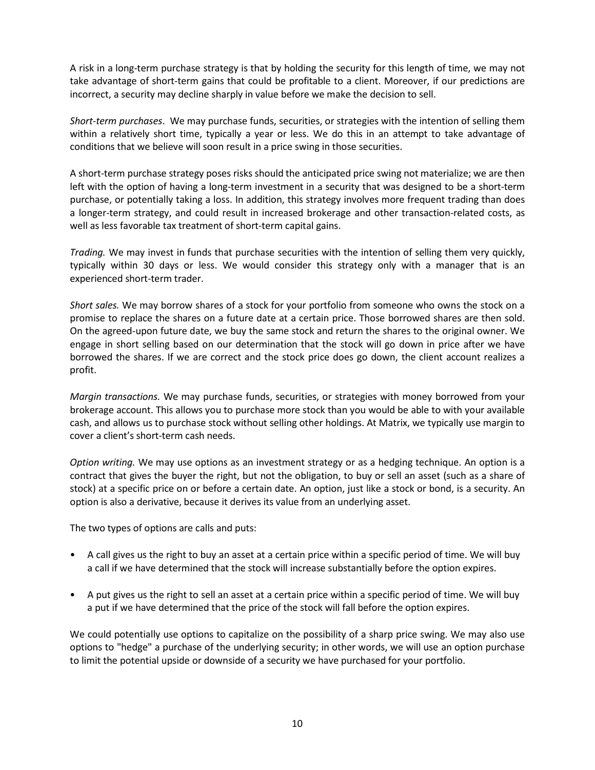A risk in a long-term purchase strategy is that by holding the security for this length of time, we may not take advantage of short-term gains that could be profitable to a client. Moreover, if our predictions are incorrect, a security may decline sharply in value before we make the decision to sell.

*Short-term purchases*. We may purchase funds, securities, or strategies with the intention of selling them within a relatively short time, typically a year or less. We do this in an attempt to take advantage of conditions that we believe will soon result in a price swing in those securities.

A short-term purchase strategy poses risks should the anticipated price swing not materialize; we are then left with the option of having a long-term investment in a security that was designed to be a short-term purchase, or potentially taking a loss. In addition, this strategy involves more frequent trading than does a longer-term strategy, and could result in increased brokerage and other transaction-related costs, as well as less favorable tax treatment of short-term capital gains.

*Trading.* We may invest in funds that purchase securities with the intention of selling them very quickly, typically within 30 days or less. We would consider this strategy only with a manager that is an experienced short-term trader.

*Short sales.* We may borrow shares of a stock for your portfolio from someone who owns the stock on a promise to replace the shares on a future date at a certain price. Those borrowed shares are then sold. On the agreed-upon future date, we buy the same stock and return the shares to the original owner. We engage in short selling based on our determination that the stock will go down in price after we have borrowed the shares. If we are correct and the stock price does go down, the client account realizes a profit.

*Margin transactions.* We may purchase funds, securities, or strategies with money borrowed from your brokerage account. This allows you to purchase more stock than you would be able to with your available cash, and allows us to purchase stock without selling other holdings. At Matrix, we typically use margin to cover a client's short-term cash needs.

*Option writing.* We may use options as an investment strategy or as a hedging technique. An option is a contract that gives the buyer the right, but not the obligation, to buy or sell an asset (such as a share of stock) at a specific price on or before a certain date. An option, just like a stock or bond, is a security. An option is also a derivative, because it derives its value from an underlying asset.

The two types of options are calls and puts:

- A call gives us the right to buy an asset at a certain price within a specific period of time. We will buy a call if we have determined that the stock will increase substantially before the option expires.
- A put gives us the right to sell an asset at a certain price within a specific period of time. We will buy a put if we have determined that the price of the stock will fall before the option expires.

We could potentially use options to capitalize on the possibility of a sharp price swing. We may also use options to "hedge" a purchase of the underlying security; in other words, we will use an option purchase to limit the potential upside or downside of a security we have purchased for your portfolio.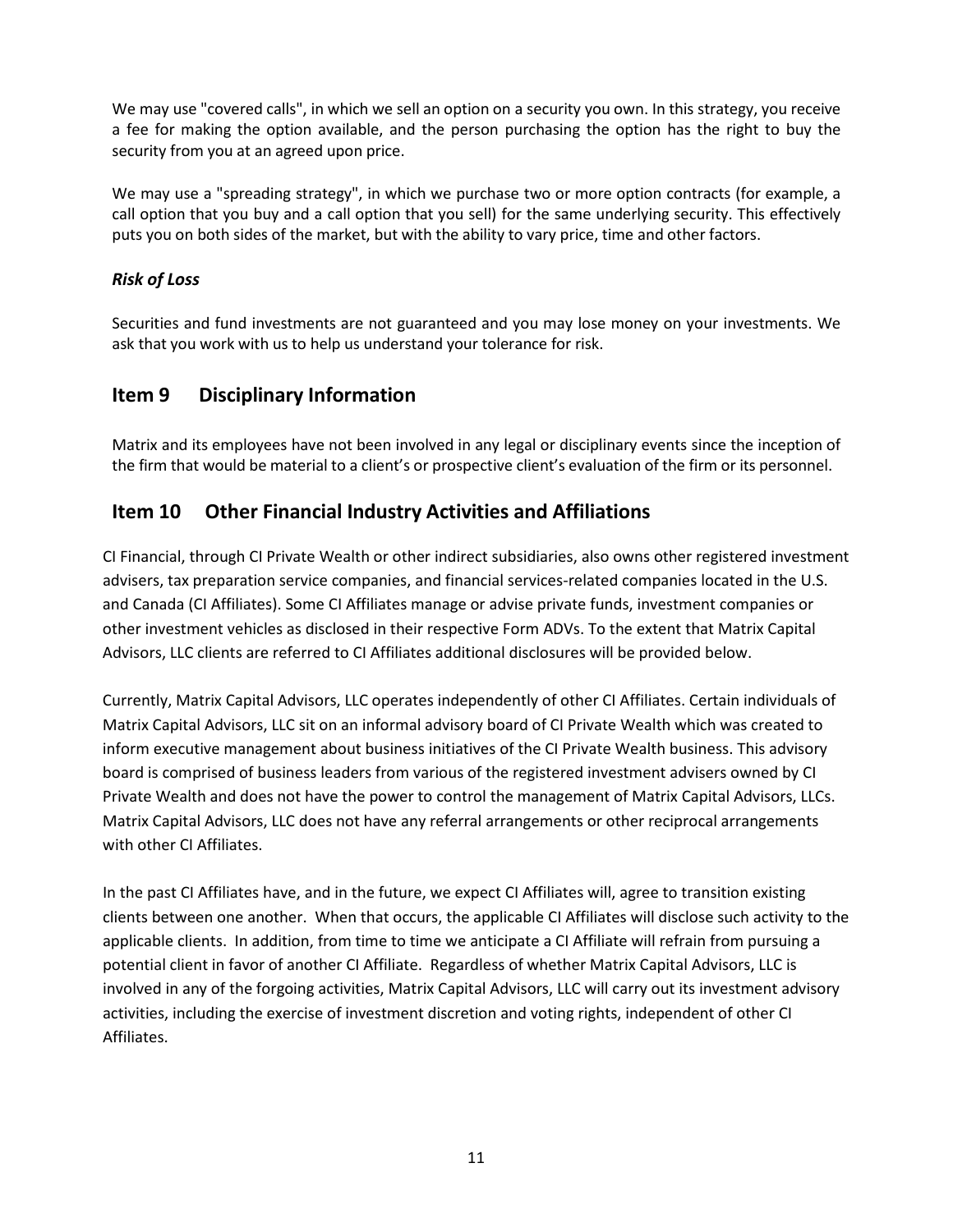We may use "covered calls", in which we sell an option on a security you own. In this strategy, you receive a fee for making the option available, and the person purchasing the option has the right to buy the security from you at an agreed upon price.

We may use a "spreading strategy", in which we purchase two or more option contracts (for example, a call option that you buy and a call option that you sell) for the same underlying security. This effectively puts you on both sides of the market, but with the ability to vary price, time and other factors.

### *Risk of Loss*

Securities and fund investments are not guaranteed and you may lose money on your investments. We ask that you work with us to help us understand your tolerance for risk.

## Item 9 Disciplinary Information

Matrix and its employees have not been involved in any legal or disciplinary events since the inception of the firm that would be material to a client's or prospective client's evaluation of the firm or its personnel.

## Item 10 Other Financial Industry Activities and Affiliations

CI Financial, through CI Private Wealth or other indirect subsidiaries, also owns other registered investment advisers, tax preparation service companies, and financial services-related companies located in the U.S. and Canada (CI Affiliates). Some CI Affiliates manage or advise private funds, investment companies or other investment vehicles as disclosed in their respective Form ADVs. To the extent that Matrix Capital Advisors, LLC clients are referred to CI Affiliates additional disclosures will be provided below.

Currently, Matrix Capital Advisors, LLC operates independently of other CI Affiliates. Certain individuals of Matrix Capital Advisors, LLC sit on an informal advisory board of CI Private Wealth which was created to inform executive management about business initiatives of the CI Private Wealth business. This advisory board is comprised of business leaders from various of the registered investment advisers owned by CI Private Wealth and does not have the power to control the management of Matrix Capital Advisors, LLCs. Matrix Capital Advisors, LLC does not have any referral arrangements or other reciprocal arrangements with other CI Affiliates.

In the past CI Affiliates have, and in the future, we expect CI Affiliates will, agree to transition existing clients between one another. When that occurs, the applicable CI Affiliates will disclose such activity to the applicable clients. In addition, from time to time we anticipate a CI Affiliate will refrain from pursuing a potential client in favor of another CI Affiliate. Regardless of whether Matrix Capital Advisors, LLC is involved in any of the forgoing activities, Matrix Capital Advisors, LLC will carry out its investment advisory activities, including the exercise of investment discretion and voting rights, independent of other CI Affiliates.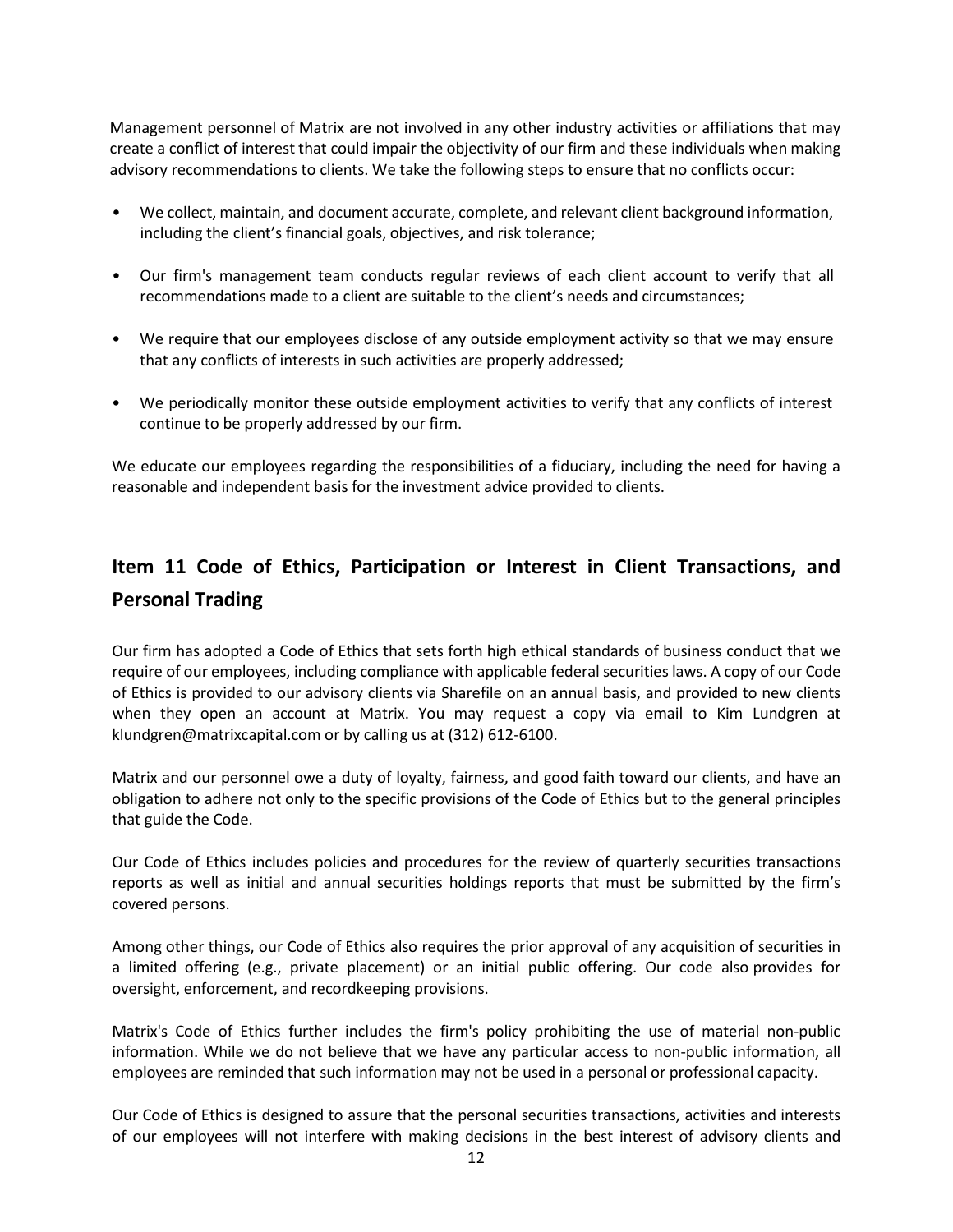Management personnel of Matrix are not involved in any other industry activities or affiliations that may create a conflict of interest that could impair the objectivity of our firm and these individuals when making advisory recommendations to clients. We take the following steps to ensure that no conflicts occur:

- We collect, maintain, and document accurate, complete, and relevant client background information, including the client's financial goals, objectives, and risk tolerance;
- Our firm's management team conducts regular reviews of each client account to verify that all recommendations made to a client are suitable to the client's needs and circumstances;
- We require that our employees disclose of any outside employment activity so that we may ensure that any conflicts of interests in such activities are properly addressed;
- We periodically monitor these outside employment activities to verify that any conflicts of interest continue to be properly addressed by our firm.

We educate our employees regarding the responsibilities of a fiduciary, including the need for having a reasonable and independent basis for the investment advice provided to clients.

## Item 11 Code of Ethics, Participation or Interest in Client Transactions, and Personal Trading

Our firm has adopted a Code of Ethics that sets forth high ethical standards of business conduct that we require of our employees, including compliance with applicable federal securities laws. A copy of our Code of Ethics is provided to our advisory clients via Sharefile on an annual basis, and provided to new clients when they open an account at Matrix. You may request a copy via email to Kim Lundgren at klundgren@matrixcapital.com or by calling us at (312) 612-6100.

Matrix and our personnel owe a duty of loyalty, fairness, and good faith toward our clients, and have an obligation to adhere not only to the specific provisions of the Code of Ethics but to the general principles that guide the Code.

Our Code of Ethics includes policies and procedures for the review of quarterly securities transactions reports as well as initial and annual securities holdings reports that must be submitted by the firm's covered persons.

Among other things, our Code of Ethics also requires the prior approval of any acquisition of securities in a limited offering (e.g., private placement) or an initial public offering. Our code also provides for oversight, enforcement, and recordkeeping provisions.

Matrix's Code of Ethics further includes the firm's policy prohibiting the use of material non-public information. While we do not believe that we have any particular access to non-public information, all employees are reminded that such information may not be used in a personal or professional capacity.

Our Code of Ethics is designed to assure that the personal securities transactions, activities and interests of our employees will not interfere with making decisions in the best interest of advisory clients and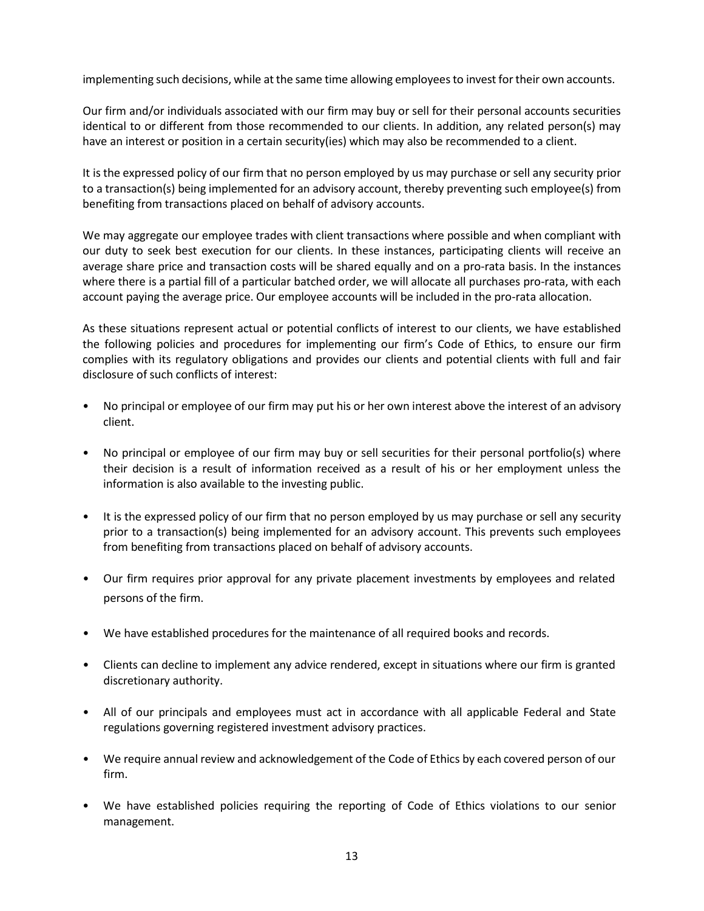implementing such decisions, while at the same time allowing employees to invest for their own accounts.

Our firm and/or individuals associated with our firm may buy or sell for their personal accounts securities identical to or different from those recommended to our clients. In addition, any related person(s) may have an interest or position in a certain security(ies) which may also be recommended to a client.

It is the expressed policy of our firm that no person employed by us may purchase or sell any security prior to a transaction(s) being implemented for an advisory account, thereby preventing such employee(s) from benefiting from transactions placed on behalf of advisory accounts.

We may aggregate our employee trades with client transactions where possible and when compliant with our duty to seek best execution for our clients. In these instances, participating clients will receive an average share price and transaction costs will be shared equally and on a pro-rata basis. In the instances where there is a partial fill of a particular batched order, we will allocate all purchases pro-rata, with each account paying the average price. Our employee accounts will be included in the pro-rata allocation.

As these situations represent actual or potential conflicts of interest to our clients, we have established the following policies and procedures for implementing our firm's Code of Ethics, to ensure our firm complies with its regulatory obligations and provides our clients and potential clients with full and fair disclosure of such conflicts of interest:

- No principal or employee of our firm may put his or her own interest above the interest of an advisory client.
- No principal or employee of our firm may buy or sell securities for their personal portfolio(s) where their decision is a result of information received as a result of his or her employment unless the information is also available to the investing public.
- It is the expressed policy of our firm that no person employed by us may purchase or sell any security prior to a transaction(s) being implemented for an advisory account. This prevents such employees from benefiting from transactions placed on behalf of advisory accounts.
- Our firm requires prior approval for any private placement investments by employees and related persons of the firm.
- We have established procedures for the maintenance of all required books and records.
- Clients can decline to implement any advice rendered, except in situations where our firm is granted discretionary authority.
- All of our principals and employees must act in accordance with all applicable Federal and State regulations governing registered investment advisory practices.
- We require annual review and acknowledgement of the Code of Ethics by each covered person of our firm.
- We have established policies requiring the reporting of Code of Ethics violations to our senior management.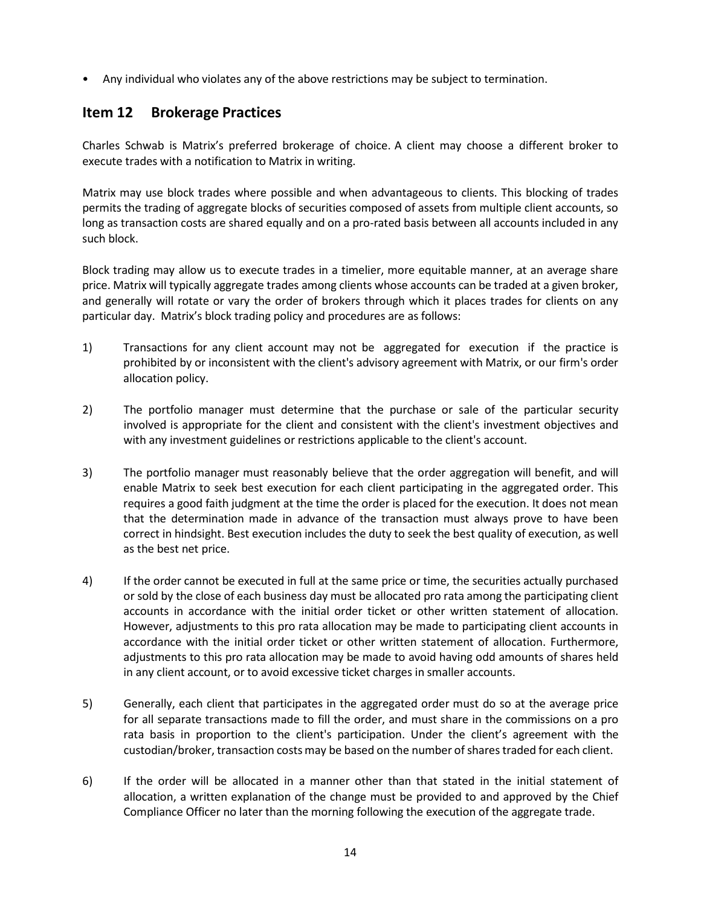- Any individual who violates any of the above restrictions may be subject to termination.

## Item 12 Brokerage Practices

Charles Schwab is Matrix's preferred brokerage of choice. A client may choose a different broker to execute trades with a notification to Matrix in writing.

Matrix may use block trades where possible and when advantageous to clients. This blocking of trades permits the trading of aggregate blocks of securities composed of assets from multiple client accounts, so long as transaction costs are shared equally and on a pro-rated basis between all accounts included in any such block.

Block trading may allow us to execute trades in a timelier, more equitable manner, at an average share price. Matrix will typically aggregate trades among clients whose accounts can be traded at a given broker, and generally will rotate or vary the order of brokers through which it places trades for clients on any particular day. Matrix's block trading policy and procedures are as follows:

1) Transactions for any client account may not be aggregated for execution if the practice is prohibited by or inconsistent with the client's advisory agreement with Matrix, or our firm's order allocation policy.

2) The portfolio manager must determine that the purchase or sale of the particular security involved is appropriate for the client and consistent with the client's investment objectives and with any investment guidelines or restrictions applicable to the client's account.

3) The portfolio manager must reasonably believe that the order aggregation will benefit, and will enable Matrix to seek best execution for each client participating in the aggregated order. This requires a good faith judgment at the time the order is placed for the execution. It does not mean that the determination made in advance of the transaction must always prove to have been correct in hindsight. Best execution includes the duty to seek the best quality of execution, as well as the best net price.

4) If the order cannot be executed in full at the same price or time, the securities actually purchased or sold by the close of each business day must be allocated pro rata among the participating client accounts in accordance with the initial order ticket or other written statement of allocation. However, adjustments to this pro rata allocation may be made to participating client accounts in accordance with the initial order ticket or other written statement of allocation. Furthermore, adjustments to this pro rata allocation may be made to avoid having odd amounts of shares held in any client account, or to avoid excessive ticket charges in smaller accounts.

5) Generally, each client that participates in the aggregated order must do so at the average price for all separate transactions made to fill the order, and must share in the commissions on a pro rata basis in proportion to the client's participation. Under the client's agreement with the custodian/broker, transaction costs may be based on the number of shares traded for each client.

6) If the order will be allocated in a manner other than that stated in the initial statement of allocation, a written explanation of the change must be provided to and approved by the Chief Compliance Officer no later than the morning following the execution of the aggregate trade.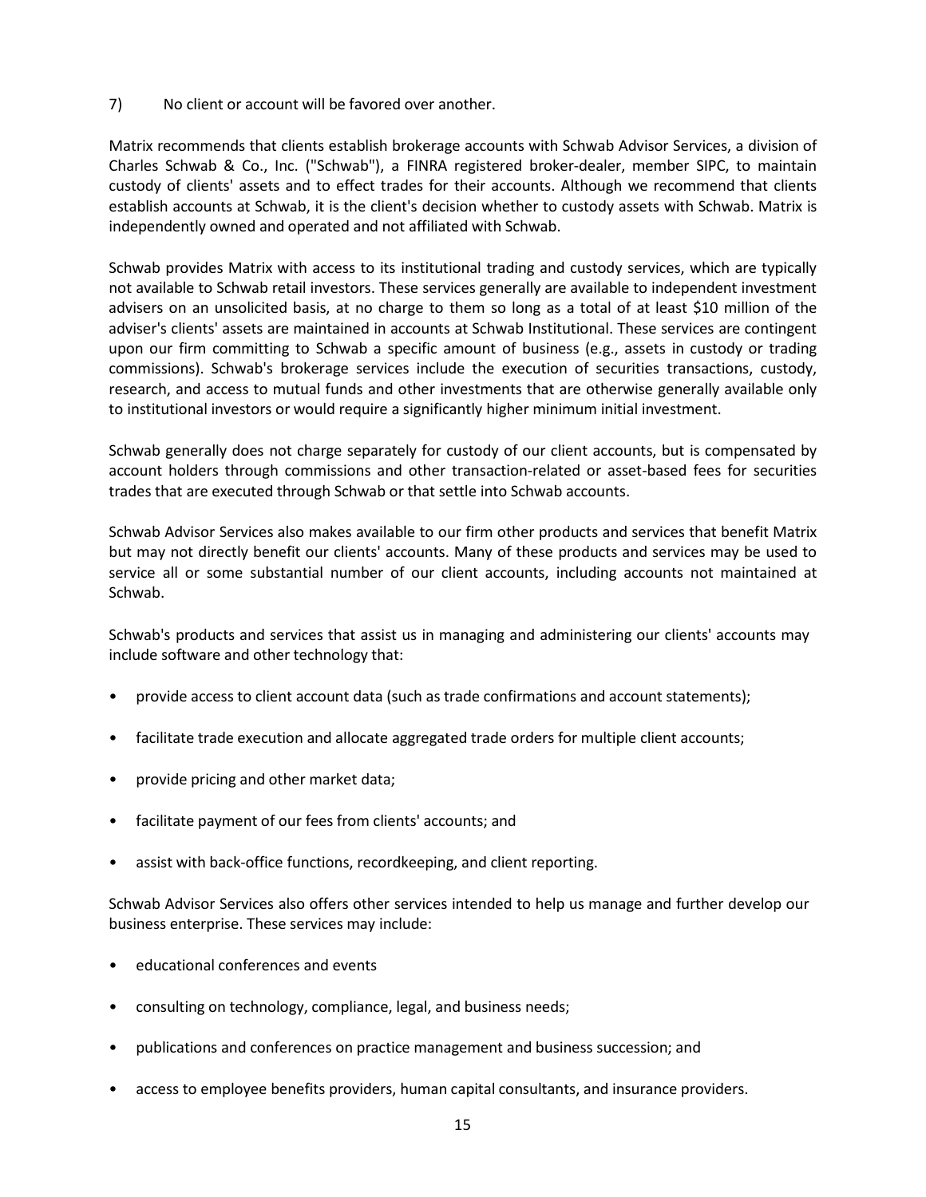7) No client or account will be favored over another.

Matrix recommends that clients establish brokerage accounts with Schwab Advisor Services, a division of Charles Schwab & Co., Inc. ("Schwab"), a FINRA registered broker-dealer, member SIPC, to maintain custody of clients' assets and to effect trades for their accounts. Although we recommend that clients establish accounts at Schwab, it is the client's decision whether to custody assets with Schwab. Matrix is independently owned and operated and not affiliated with Schwab.

Schwab provides Matrix with access to its institutional trading and custody services, which are typically not available to Schwab retail investors. These services generally are available to independent investment advisers on an unsolicited basis, at no charge to them so long as a total of at least $10 million of the adviser's clients' assets are maintained in accounts at Schwab Institutional. These services are contingent upon our firm committing to Schwab a specific amount of business (e.g., assets in custody or trading commissions). Schwab's brokerage services include the execution of securities transactions, custody, research, and access to mutual funds and other investments that are otherwise generally available only to institutional investors or would require a significantly higher minimum initial investment.

Schwab generally does not charge separately for custody of our client accounts, but is compensated by account holders through commissions and other transaction-related or asset-based fees for securities trades that are executed through Schwab or that settle into Schwab accounts.

Schwab Advisor Services also makes available to our firm other products and services that benefit Matrix but may not directly benefit our clients' accounts. Many of these products and services may be used to service all or some substantial number of our client accounts, including accounts not maintained at Schwab.

Schwab's products and services that assist us in managing and administering our clients' accounts may include software and other technology that:

- provide access to client account data (such as trade confirmations and account statements);
- facilitate trade execution and allocate aggregated trade orders for multiple client accounts;
- provide pricing and other market data;
- facilitate payment of our fees from clients' accounts; and
- assist with back-office functions, recordkeeping, and client reporting.

Schwab Advisor Services also offers other services intended to help us manage and further develop our business enterprise. These services may include:

- educational conferences and events
- consulting on technology, compliance, legal, and business needs;
- publications and conferences on practice management and business succession; and
- access to employee benefits providers, human capital consultants, and insurance providers.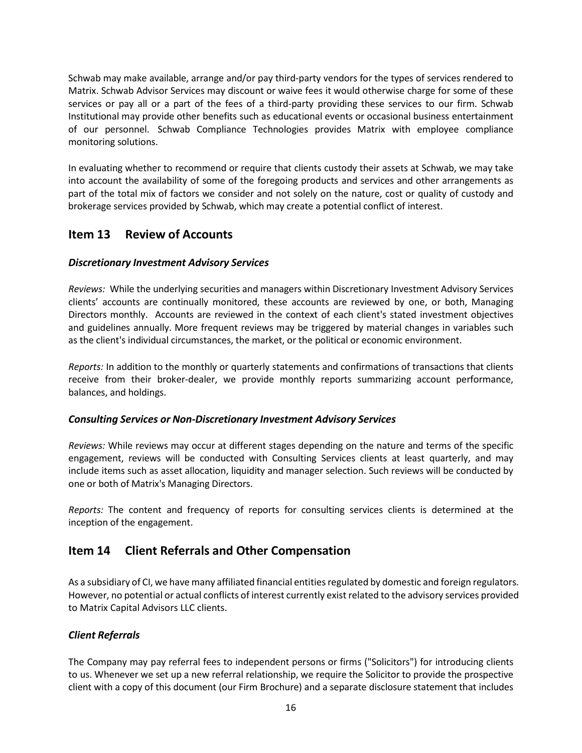Schwab may make available, arrange and/or pay third-party vendors for the types of services rendered to Matrix. Schwab Advisor Services may discount or waive fees it would otherwise charge for some of these services or pay all or a part of the fees of a third-party providing these services to our firm. Schwab Institutional may provide other benefits such as educational events or occasional business entertainment of our personnel. Schwab Compliance Technologies provides Matrix with employee compliance monitoring solutions.

In evaluating whether to recommend or require that clients custody their assets at Schwab, we may take into account the availability of some of the foregoing products and services and other arrangements as part of the total mix of factors we consider and not solely on the nature, cost or quality of custody and brokerage services provided by Schwab, which may create a potential conflict of interest.

## Item 13 Review of Accounts

### *Discretionary Investment Advisory Services*

*Reviews:* While the underlying securities and managers within Discretionary Investment Advisory Services clients' accounts are continually monitored, these accounts are reviewed by one, or both, Managing Directors monthly. Accounts are reviewed in the context of each client's stated investment objectives and guidelines annually. More frequent reviews may be triggered by material changes in variables such as the client's individual circumstances, the market, or the political or economic environment.

*Reports:* In addition to the monthly or quarterly statements and confirmations of transactions that clients receive from their broker-dealer, we provide monthly reports summarizing account performance, balances, and holdings.

### *Consulting Services or Non-Discretionary Investment Advisory Services*

*Reviews:* While reviews may occur at different stages depending on the nature and terms of the specific engagement, reviews will be conducted with Consulting Services clients at least quarterly, and may include items such as asset allocation, liquidity and manager selection. Such reviews will be conducted by one or both of Matrix's Managing Directors.

*Reports:* The content and frequency of reports for consulting services clients is determined at the inception of the engagement.

## Item 14 Client Referrals and Other Compensation

As a subsidiary of CI, we have many affiliated financial entities regulated by domestic and foreign regulators. However, no potential or actual conflicts of interest currently exist related to the advisory services provided to Matrix Capital Advisors LLC clients.

### *Client Referrals*

The Company may pay referral fees to independent persons or firms ("Solicitors") for introducing clients to us. Whenever we set up a new referral relationship, we require the Solicitor to provide the prospective client with a copy of this document (our Firm Brochure) and a separate disclosure statement that includes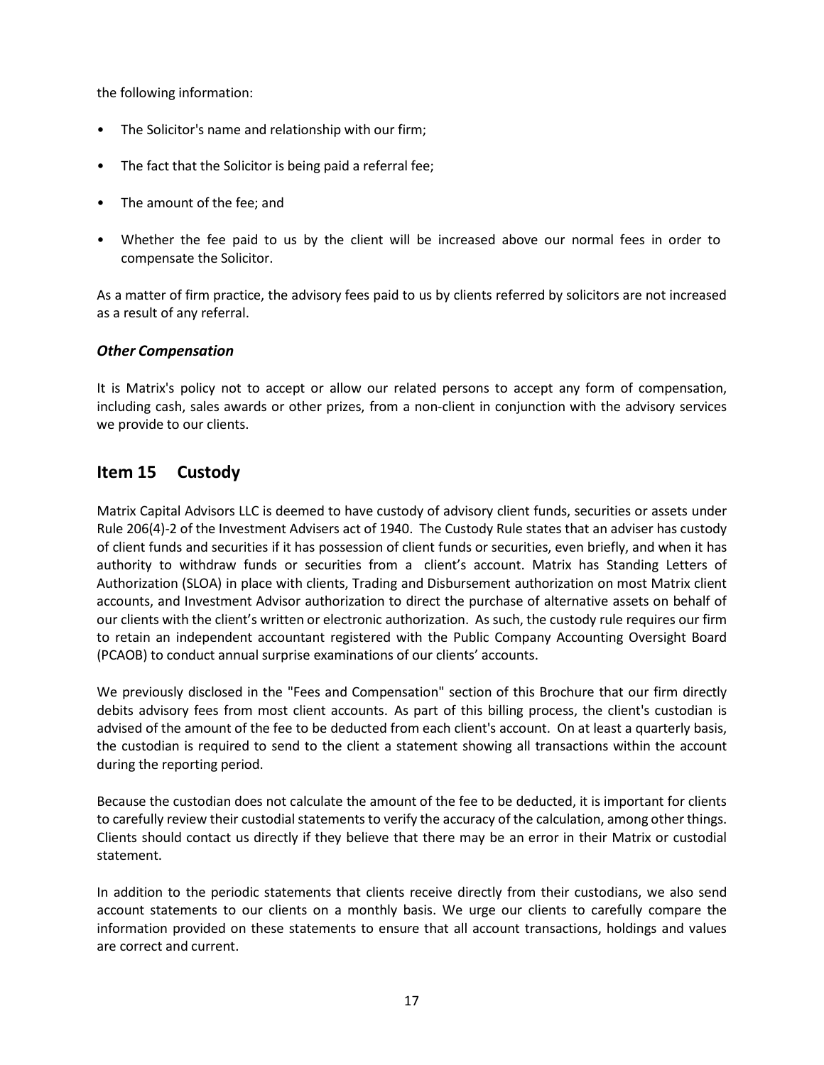the following information:

- The Solicitor's name and relationship with our firm;
- The fact that the Solicitor is being paid a referral fee;
- The amount of the fee; and
- Whether the fee paid to us by the client will be increased above our normal fees in order to compensate the Solicitor.

As a matter of firm practice, the advisory fees paid to us by clients referred by solicitors are not increased as a result of any referral.

### *Other Compensation*

It is Matrix's policy not to accept or allow our related persons to accept any form of compensation, including cash, sales awards or other prizes, from a non-client in conjunction with the advisory services we provide to our clients.

## Item 15 Custody

Matrix Capital Advisors LLC is deemed to have custody of advisory client funds, securities or assets under Rule 206(4)-2 of the Investment Advisers act of 1940. The Custody Rule states that an adviser has custody of client funds and securities if it has possession of client funds or securities, even briefly, and when it has authority to withdraw funds or securities from a client's account. Matrix has Standing Letters of Authorization (SLOA) in place with clients, Trading and Disbursement authorization on most Matrix client accounts, and Investment Advisor authorization to direct the purchase of alternative assets on behalf of our clients with the client's written or electronic authorization. As such, the custody rule requires our firm to retain an independent accountant registered with the Public Company Accounting Oversight Board (PCAOB) to conduct annual surprise examinations of our clients' accounts.

We previously disclosed in the "Fees and Compensation" section of this Brochure that our firm directly debits advisory fees from most client accounts. As part of this billing process, the client's custodian is advised of the amount of the fee to be deducted from each client's account. On at least a quarterly basis, the custodian is required to send to the client a statement showing all transactions within the account during the reporting period.

Because the custodian does not calculate the amount of the fee to be deducted, it is important for clients to carefully review their custodial statements to verify the accuracy of the calculation, among other things. Clients should contact us directly if they believe that there may be an error in their Matrix or custodial statement.

In addition to the periodic statements that clients receive directly from their custodians, we also send account statements to our clients on a monthly basis. We urge our clients to carefully compare the information provided on these statements to ensure that all account transactions, holdings and values are correct and current.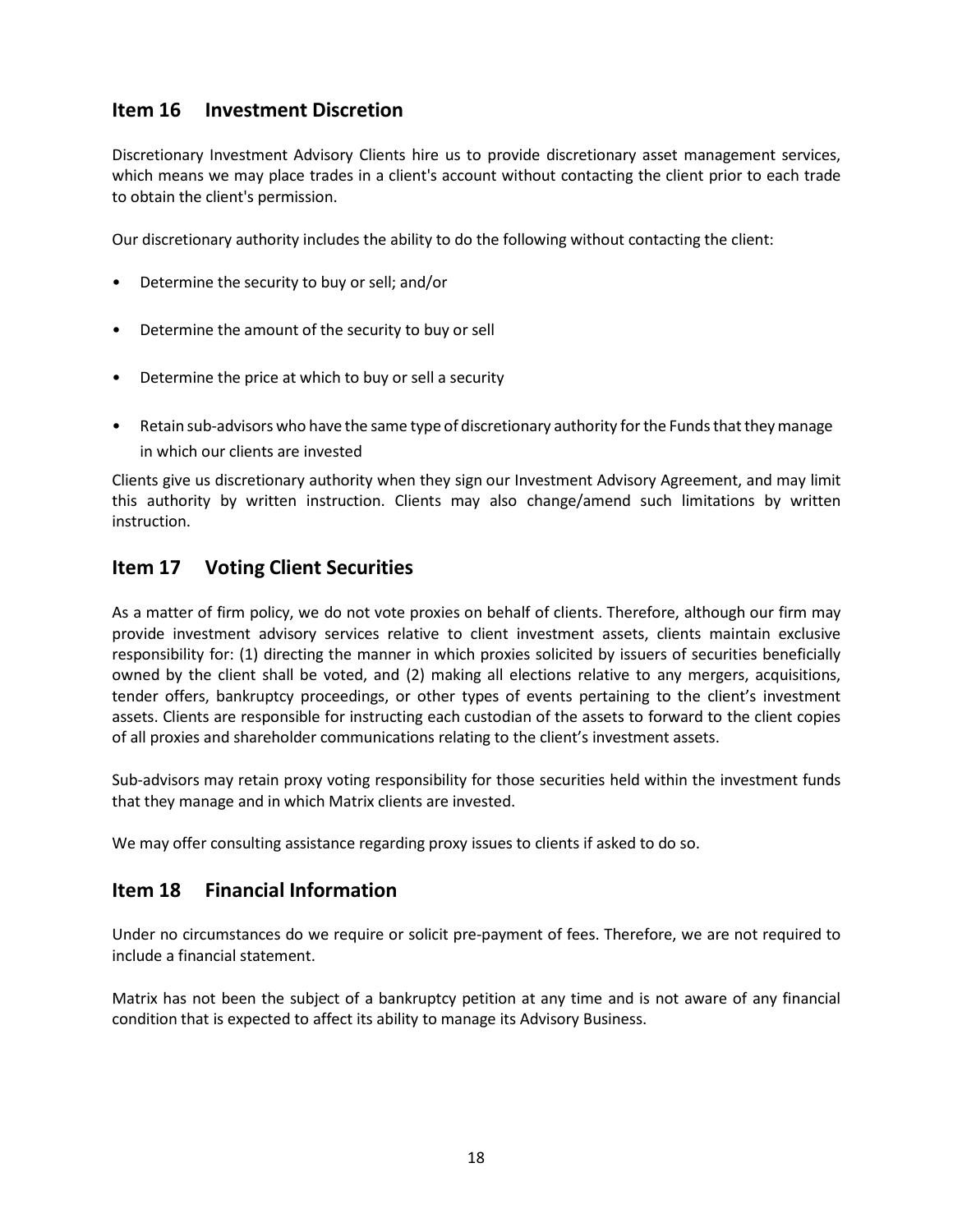## Item 16 Investment Discretion

Discretionary Investment Advisory Clients hire us to provide discretionary asset management services, which means we may place trades in a client's account without contacting the client prior to each trade to obtain the client's permission.

Our discretionary authority includes the ability to do the following without contacting the client:

- Determine the security to buy or sell; and/or
- Determine the amount of the security to buy or sell
- Determine the price at which to buy or sell a security
- Retain sub-advisors who have the same type of discretionary authority for the Funds that they manage in which our clients are invested

Clients give us discretionary authority when they sign our Investment Advisory Agreement, and may limit this authority by written instruction. Clients may also change/amend such limitations by written instruction.

## Item 17 Voting Client Securities

As a matter of firm policy, we do not vote proxies on behalf of clients. Therefore, although our firm may provide investment advisory services relative to client investment assets, clients maintain exclusive responsibility for: (1) directing the manner in which proxies solicited by issuers of securities beneficially owned by the client shall be voted, and (2) making all elections relative to any mergers, acquisitions, tender offers, bankruptcy proceedings, or other types of events pertaining to the client's investment assets. Clients are responsible for instructing each custodian of the assets to forward to the client copies of all proxies and shareholder communications relating to the client's investment assets.

Sub-advisors may retain proxy voting responsibility for those securities held within the investment funds that they manage and in which Matrix clients are invested.

We may offer consulting assistance regarding proxy issues to clients if asked to do so.

## Item 18 Financial Information

Under no circumstances do we require or solicit pre-payment of fees. Therefore, we are not required to include a financial statement.

Matrix has not been the subject of a bankruptcy petition at any time and is not aware of any financial condition that is expected to affect its ability to manage its Advisory Business.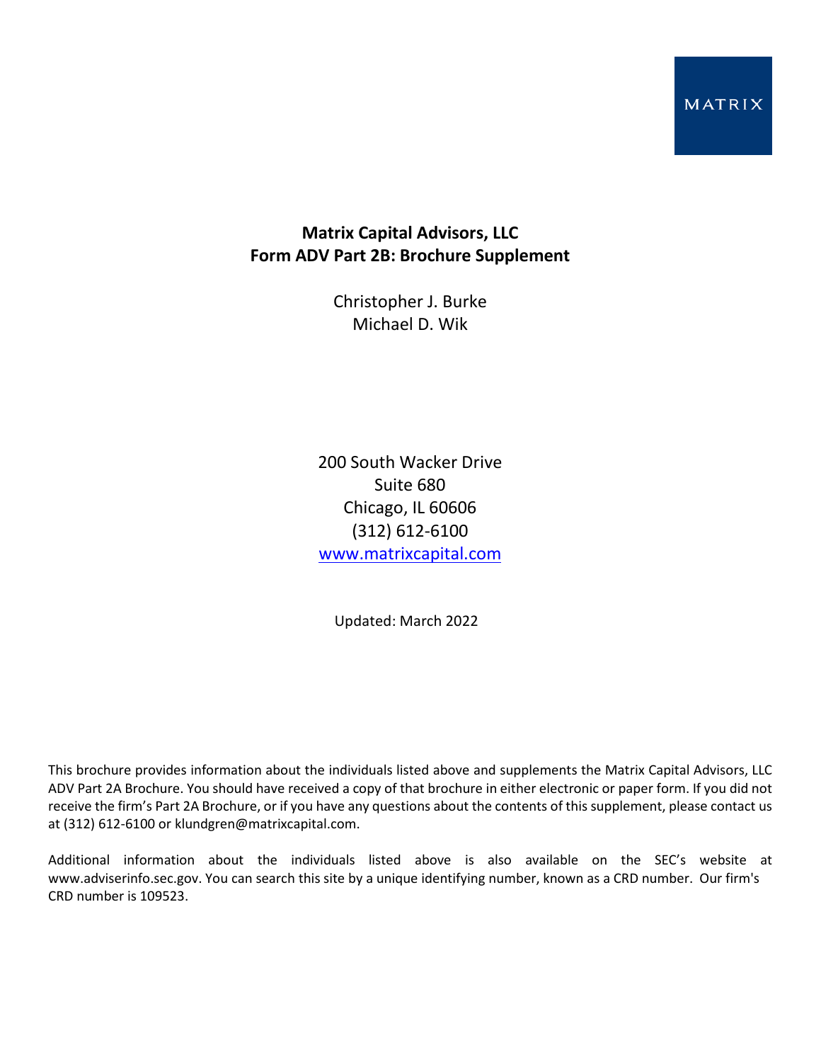MATRIX

**Matrix Capital Advisors, LLC**
**Form ADV Part 2B: Brochure Supplement**

Christopher J. Burke
Michael D. Wik

200 South Wacker Drive
Suite 680
Chicago, IL 60606
(312) 612-6100
www.matrixcapital.com

Updated: March 2022

This brochure provides information about the individuals listed above and supplements the Matrix Capital Advisors, LLC ADV Part 2A Brochure. You should have received a copy of that brochure in either electronic or paper form. If you did not receive the firm's Part 2A Brochure, or if you have any questions about the contents of this supplement, please contact us at (312) 612-6100 or klundgren@matrixcapital.com.

Additional information about the individuals listed above is also available on the SEC's website at www.adviserinfo.sec.gov. You can search this site by a unique identifying number, known as a CRD number. Our firm's CRD number is 109523.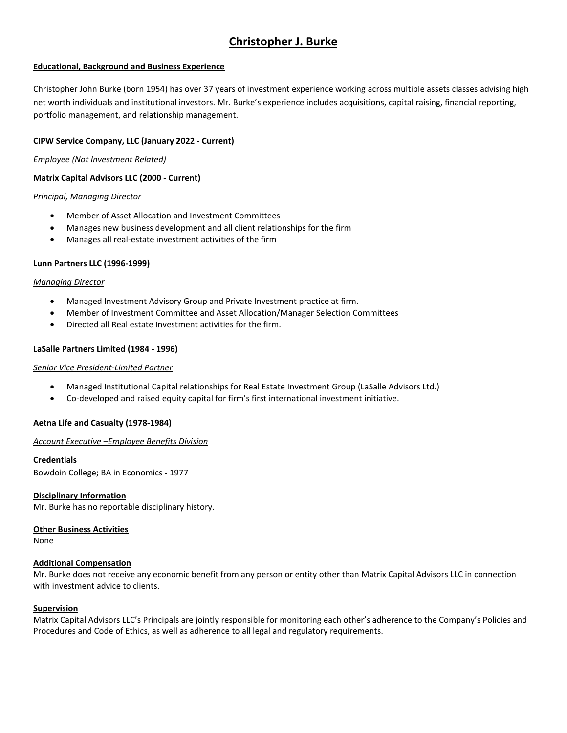# Christopher J. Burke

## Educational, Background and Business Experience

Christopher John Burke (born 1954) has over 37 years of investment experience working across multiple assets classes advising high net worth individuals and institutional investors. Mr. Burke's experience includes acquisitions, capital raising, financial reporting, portfolio management, and relationship management.

**CIPW Service Company, LLC (January 2022 - Current)**

*Employee (Not Investment Related)*

**Matrix Capital Advisors LLC (2000 - Current)**

*Principal, Managing Director*

- Member of Asset Allocation and Investment Committees
- Manages new business development and all client relationships for the firm
- Manages all real-estate investment activities of the firm

**Lunn Partners LLC (1996-1999)**

*Managing Director*

- Managed Investment Advisory Group and Private Investment practice at firm.
- Member of Investment Committee and Asset Allocation/Manager Selection Committees
- Directed all Real estate Investment activities for the firm.

**LaSalle Partners Limited (1984 - 1996)**

*Senior Vice President-Limited Partner*

- Managed Institutional Capital relationships for Real Estate Investment Group (LaSalle Advisors Ltd.)
- Co-developed and raised equity capital for firm's first international investment initiative.

**Aetna Life and Casualty (1978-1984)**

*Account Executive –Employee Benefits Division*

**Credentials**

Bowdoin College; BA in Economics - 1977

## Disciplinary Information

Mr. Burke has no reportable disciplinary history.

## Other Business Activities

None

## Additional Compensation

Mr. Burke does not receive any economic benefit from any person or entity other than Matrix Capital Advisors LLC in connection with investment advice to clients.

## Supervision

Matrix Capital Advisors LLC's Principals are jointly responsible for monitoring each other's adherence to the Company's Policies and Procedures and Code of Ethics, as well as adherence to all legal and regulatory requirements.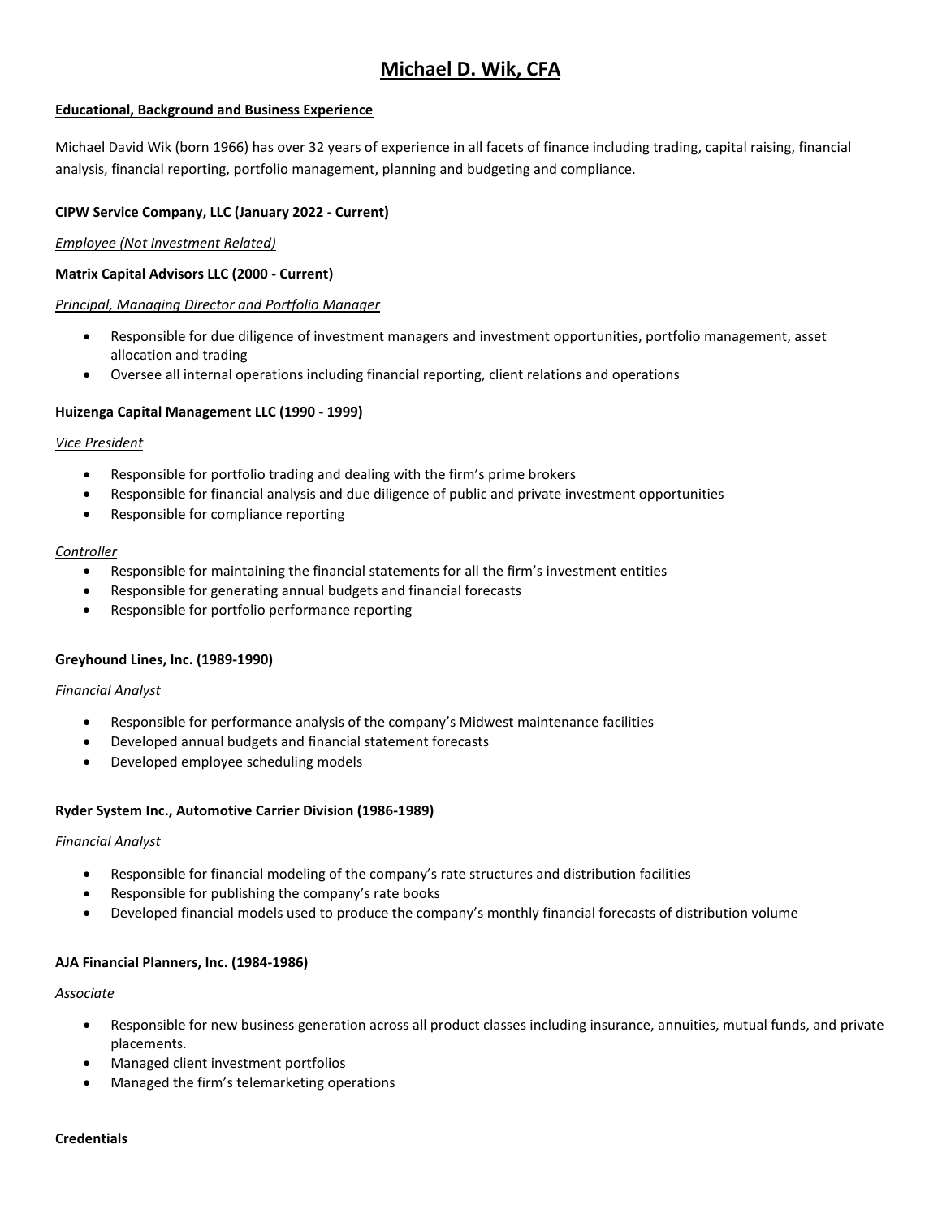# Michael D. Wik, CFA

**Educational, Background and Business Experience**

Michael David Wik (born 1966) has over 32 years of experience in all facets of finance including trading, capital raising, financial analysis, financial reporting, portfolio management, planning and budgeting and compliance.

**CIPW Service Company, LLC (January 2022 - Current)**

*Employee (Not Investment Related)*

**Matrix Capital Advisors LLC (2000 - Current)**

*Principal, Managing Director and Portfolio Manager*

- Responsible for due diligence of investment managers and investment opportunities, portfolio management, asset allocation and trading
- Oversee all internal operations including financial reporting, client relations and operations

**Huizenga Capital Management LLC (1990 - 1999)**

*Vice President*

- Responsible for portfolio trading and dealing with the firm's prime brokers
- Responsible for financial analysis and due diligence of public and private investment opportunities
- Responsible for compliance reporting

*Controller*

- Responsible for maintaining the financial statements for all the firm's investment entities
- Responsible for generating annual budgets and financial forecasts
- Responsible for portfolio performance reporting

**Greyhound Lines, Inc. (1989-1990)**

*Financial Analyst*

- Responsible for performance analysis of the company's Midwest maintenance facilities
- Developed annual budgets and financial statement forecasts
- Developed employee scheduling models

**Ryder System Inc., Automotive Carrier Division (1986-1989)**

*Financial Analyst*

- Responsible for financial modeling of the company's rate structures and distribution facilities
- Responsible for publishing the company's rate books
- Developed financial models used to produce the company's monthly financial forecasts of distribution volume

**AJA Financial Planners, Inc. (1984-1986)**

*Associate*

- Responsible for new business generation across all product classes including insurance, annuities, mutual funds, and private placements.
- Managed client investment portfolios
- Managed the firm's telemarketing operations

**Credentials**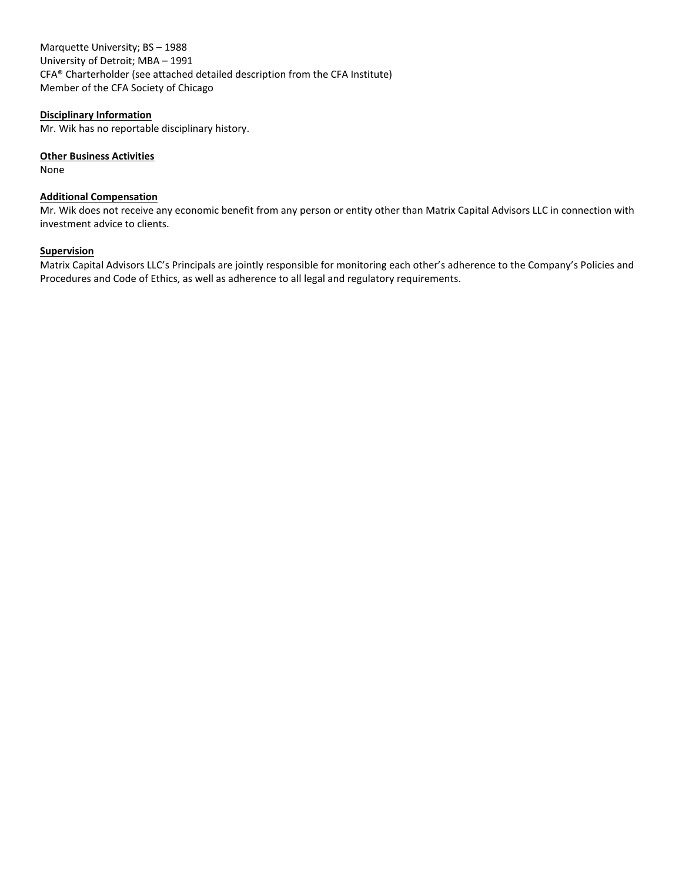Marquette University; BS – 1988
University of Detroit; MBA – 1991
CFA® Charterholder (see attached detailed description from the CFA Institute)
Member of the CFA Society of Chicago

**Disciplinary Information**

Mr. Wik has no reportable disciplinary history.

**Other Business Activities**

None

**Additional Compensation**

Mr. Wik does not receive any economic benefit from any person or entity other than Matrix Capital Advisors LLC in connection with investment advice to clients.

**Supervision**

Matrix Capital Advisors LLC's Principals are jointly responsible for monitoring each other's adherence to the Company's Policies and Procedures and Code of Ethics, as well as adherence to all legal and regulatory requirements.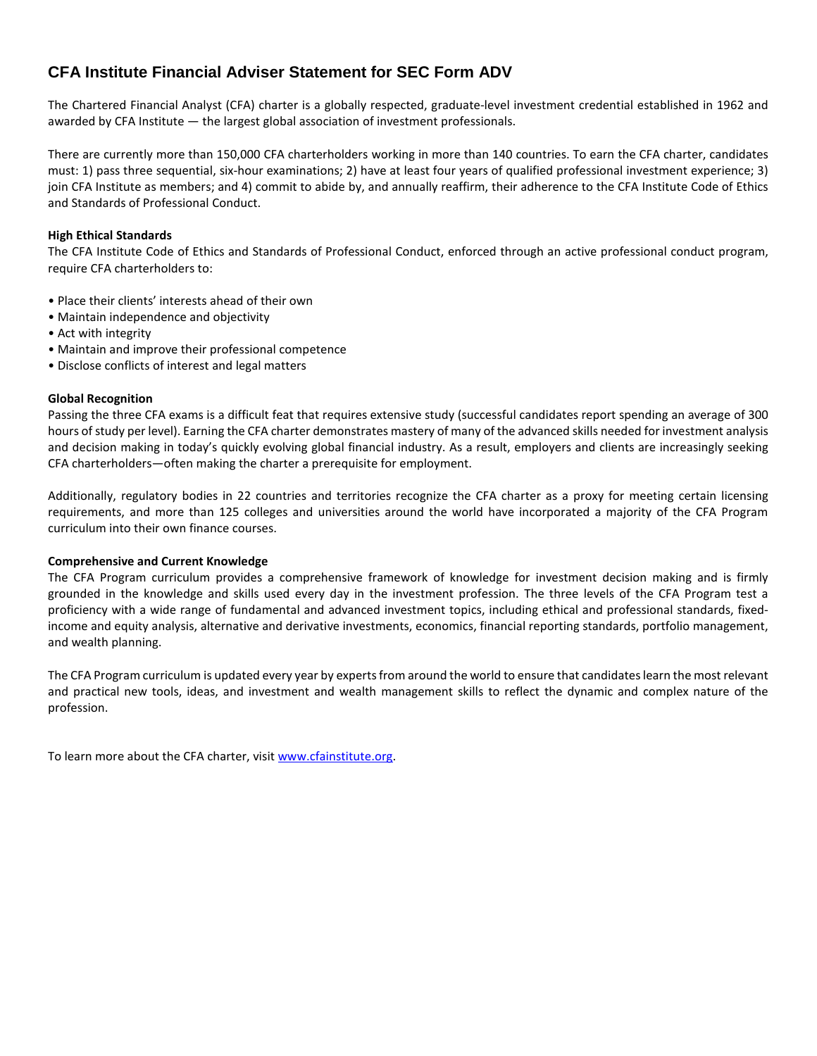# CFA Institute Financial Adviser Statement for SEC Form ADV

The Chartered Financial Analyst (CFA) charter is a globally respected, graduate-level investment credential established in 1962 and awarded by CFA Institute — the largest global association of investment professionals.

There are currently more than 150,000 CFA charterholders working in more than 140 countries. To earn the CFA charter, candidates must: 1) pass three sequential, six-hour examinations; 2) have at least four years of qualified professional investment experience; 3) join CFA Institute as members; and 4) commit to abide by, and annually reaffirm, their adherence to the CFA Institute Code of Ethics and Standards of Professional Conduct.

**High Ethical Standards**

The CFA Institute Code of Ethics and Standards of Professional Conduct, enforced through an active professional conduct program, require CFA charterholders to:

- Place their clients' interests ahead of their own
- Maintain independence and objectivity
- Act with integrity
- Maintain and improve their professional competence
- Disclose conflicts of interest and legal matters

**Global Recognition**

Passing the three CFA exams is a difficult feat that requires extensive study (successful candidates report spending an average of 300 hours of study per level). Earning the CFA charter demonstrates mastery of many of the advanced skills needed for investment analysis and decision making in today's quickly evolving global financial industry. As a result, employers and clients are increasingly seeking CFA charterholders—often making the charter a prerequisite for employment.

Additionally, regulatory bodies in 22 countries and territories recognize the CFA charter as a proxy for meeting certain licensing requirements, and more than 125 colleges and universities around the world have incorporated a majority of the CFA Program curriculum into their own finance courses.

**Comprehensive and Current Knowledge**

The CFA Program curriculum provides a comprehensive framework of knowledge for investment decision making and is firmly grounded in the knowledge and skills used every day in the investment profession. The three levels of the CFA Program test a proficiency with a wide range of fundamental and advanced investment topics, including ethical and professional standards, fixed-income and equity analysis, alternative and derivative investments, economics, financial reporting standards, portfolio management, and wealth planning.

The CFA Program curriculum is updated every year by experts from around the world to ensure that candidates learn the most relevant and practical new tools, ideas, and investment and wealth management skills to reflect the dynamic and complex nature of the profession.

To learn more about the CFA charter, visit [www.cfainstitute.org](http://www.cfainstitute.org).